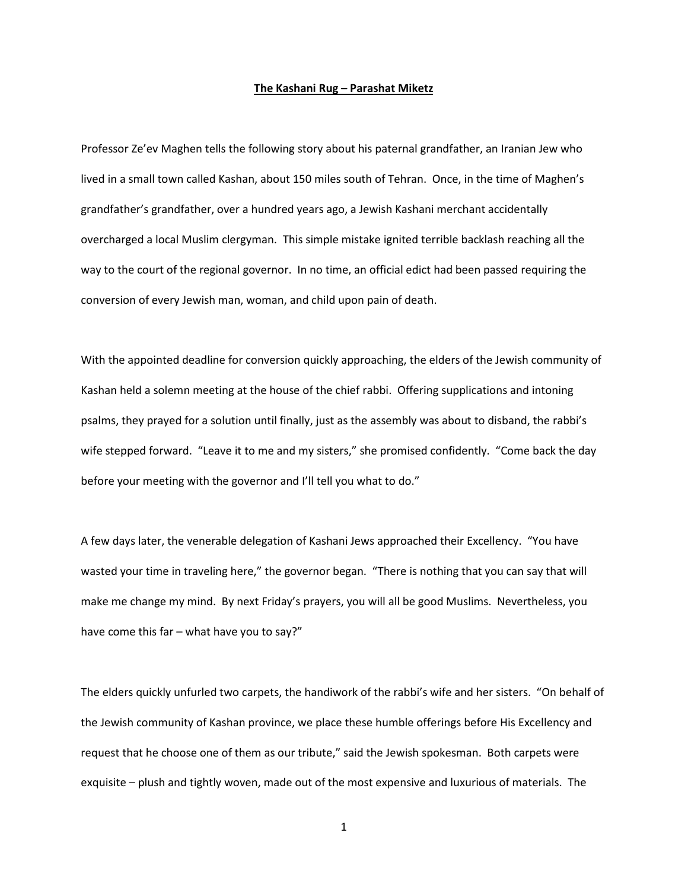# The Kashani Rug – Parashat Miketz

Professor Ze'ev Maghen tells the following story about his paternal grandfather, an Iranian Jew who lived in a small town called Kashan, about 150 miles south of Tehran. Once, in the time of Maghen's grandfather's grandfather, over a hundred years ago, a Jewish Kashani merchant accidentally overcharged a local Muslim clergyman. This simple mistake ignited terrible backlash reaching all the way to the court of the regional governor. In no time, an official edict had been passed requiring the conversion of every Jewish man, woman, and child upon pain of death.

With the appointed deadline for conversion quickly approaching, the elders of the Jewish community of Kashan held a solemn meeting at the house of the chief rabbi. Offering supplications and intoning psalms, they prayed for a solution until finally, just as the assembly was about to disband, the rabbi's wife stepped forward. "Leave it to me and my sisters," she promised confidently. "Come back the day before your meeting with the governor and I'll tell you what to do."

A few days later, the venerable delegation of Kashani Jews approached their Excellency. "You have wasted your time in traveling here," the governor began. "There is nothing that you can say that will make me change my mind. By next Friday's prayers, you will all be good Muslims. Nevertheless, you have come this far – what have you to say?"

The elders quickly unfurled two carpets, the handiwork of the rabbi's wife and her sisters. "On behalf of the Jewish community of Kashan province, we place these humble offerings before His Excellency and request that he choose one of them as our tribute," said the Jewish spokesman. Both carpets were exquisite – plush and tightly woven, made out of the most expensive and luxurious of materials. The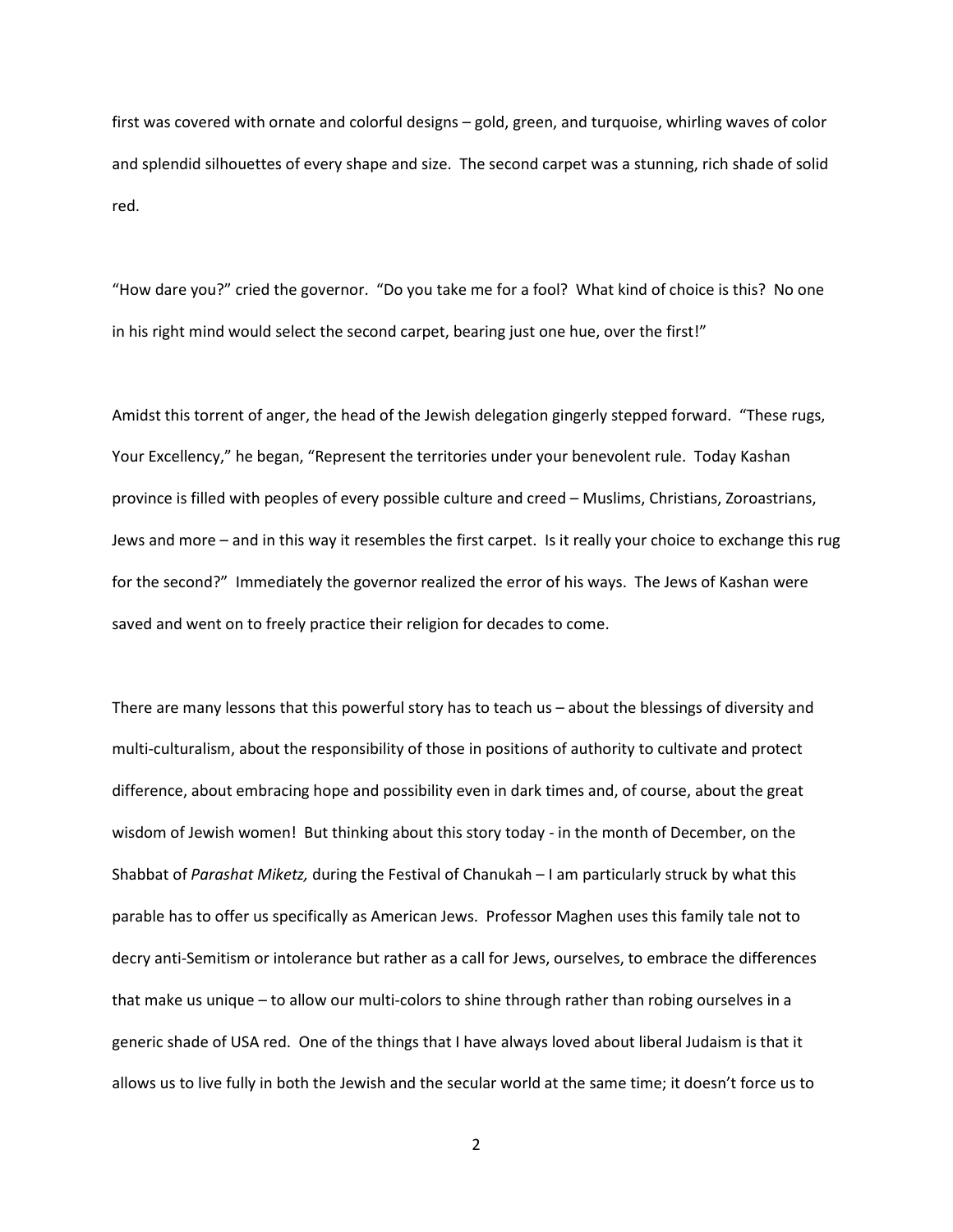first was covered with ornate and colorful designs – gold, green, and turquoise, whirling waves of color and splendid silhouettes of every shape and size. The second carpet was a stunning, rich shade of solid red.

"How dare you?" cried the governor. "Do you take me for a fool? What kind of choice is this? No one in his right mind would select the second carpet, bearing just one hue, over the first!"

Amidst this torrent of anger, the head of the Jewish delegation gingerly stepped forward. "These rugs, Your Excellency," he began, "Represent the territories under your benevolent rule. Today Kashan province is filled with peoples of every possible culture and creed – Muslims, Christians, Zoroastrians, Jews and more – and in this way it resembles the first carpet. Is it really your choice to exchange this rug for the second?" Immediately the governor realized the error of his ways. The Jews of Kashan were saved and went on to freely practice their religion for decades to come.

There are many lessons that this powerful story has to teach us – about the blessings of diversity and multi-culturalism, about the responsibility of those in positions of authority to cultivate and protect difference, about embracing hope and possibility even in dark times and, of course, about the great wisdom of Jewish women! But thinking about this story today - in the month of December, on the Shabbat of *Parashat Miketz,* during the Festival of Chanukah – I am particularly struck by what this parable has to offer us specifically as American Jews. Professor Maghen uses this family tale not to decry anti-Semitism or intolerance but rather as a call for Jews, ourselves, to embrace the differences that make us unique – to allow our multi-colors to shine through rather than robing ourselves in a generic shade of USA red. One of the things that I have always loved about liberal Judaism is that it allows us to live fully in both the Jewish and the secular world at the same time; it doesn't force us to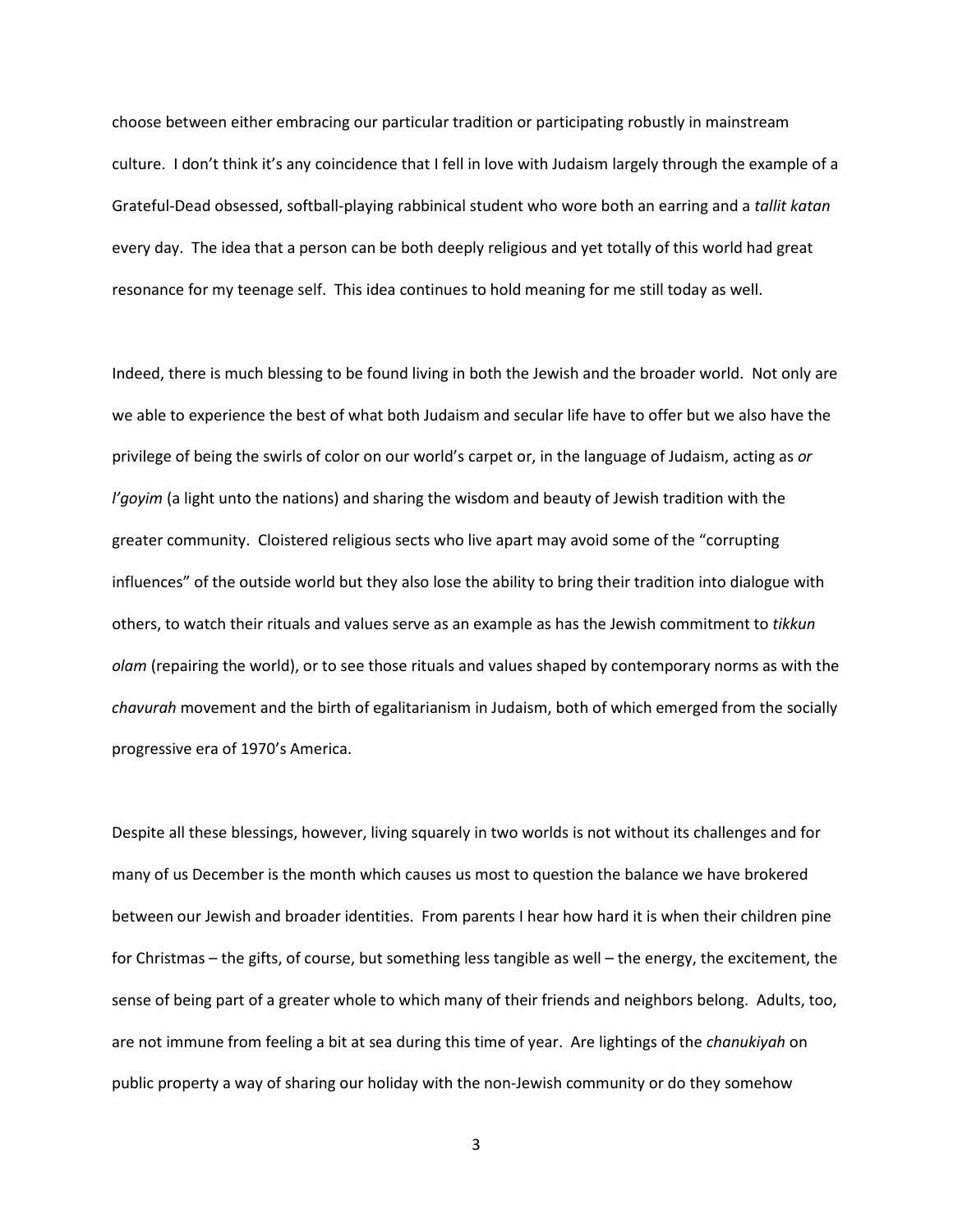choose between either embracing our particular tradition or participating robustly in mainstream culture. I don't think it's any coincidence that I fell in love with Judaism largely through the example of a Grateful-Dead obsessed, softball-playing rabbinical student who wore both an earring and a *tallit katan* every day. The idea that a person can be both deeply religious and yet totally of this world had great resonance for my teenage self. This idea continues to hold meaning for me still today as well.

Indeed, there is much blessing to be found living in both the Jewish and the broader world. Not only are we able to experience the best of what both Judaism and secular life have to offer but we also have the privilege of being the swirls of color on our world's carpet or, in the language of Judaism, acting as *or l'goyim* (a light unto the nations) and sharing the wisdom and beauty of Jewish tradition with the greater community. Cloistered religious sects who live apart may avoid some of the "corrupting influences" of the outside world but they also lose the ability to bring their tradition into dialogue with others, to watch their rituals and values serve as an example as has the Jewish commitment to *tikkun olam* (repairing the world), or to see those rituals and values shaped by contemporary norms as with the *chavurah* movement and the birth of egalitarianism in Judaism, both of which emerged from the socially progressive era of 1970's America.

Despite all these blessings, however, living squarely in two worlds is not without its challenges and for many of us December is the month which causes us most to question the balance we have brokered between our Jewish and broader identities. From parents I hear how hard it is when their children pine for Christmas – the gifts, of course, but something less tangible as well – the energy, the excitement, the sense of being part of a greater whole to which many of their friends and neighbors belong. Adults, too, are not immune from feeling a bit at sea during this time of year. Are lightings of the *chanukiyah* on public property a way of sharing our holiday with the non-Jewish community or do they somehow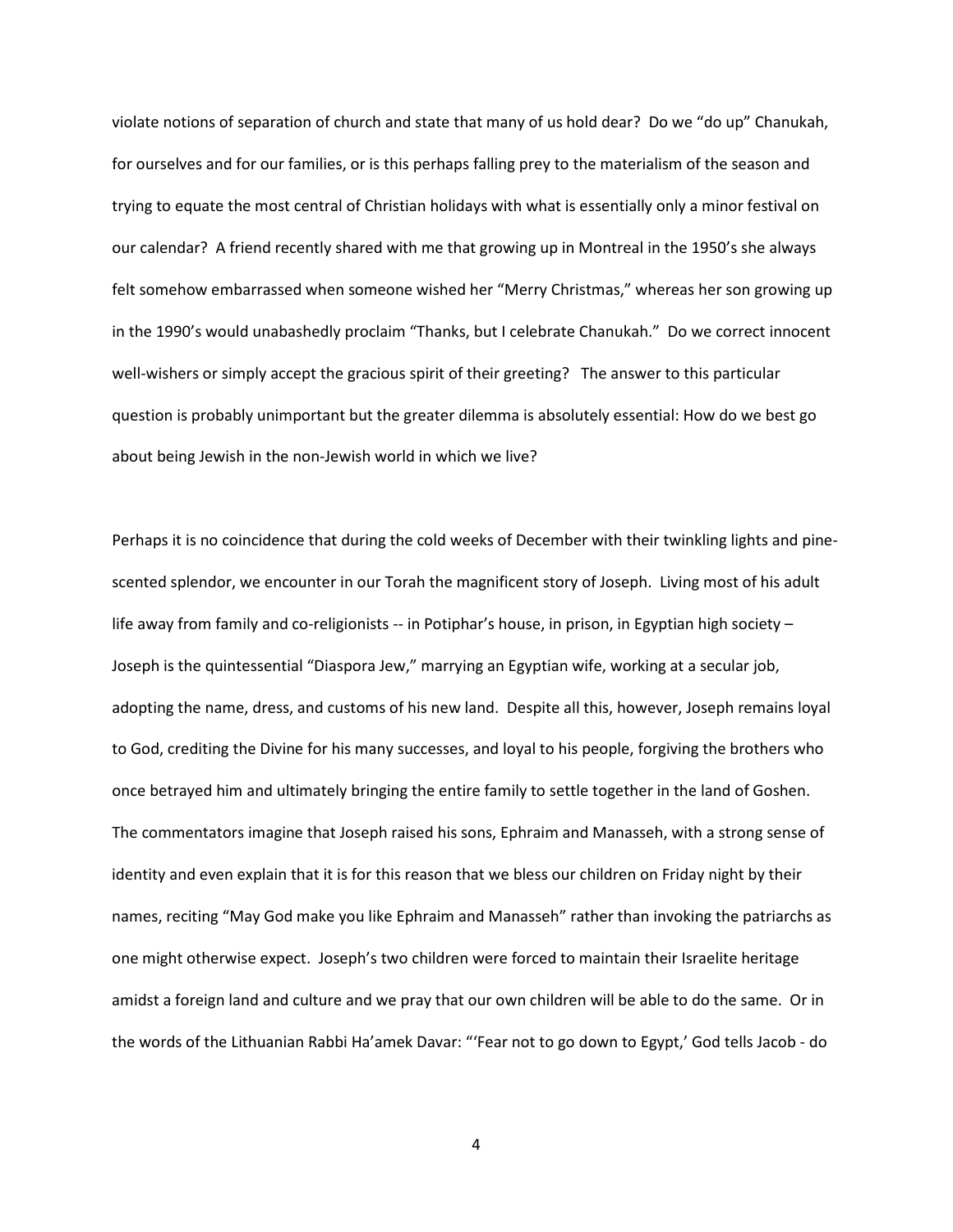violate notions of separation of church and state that many of us hold dear? Do we "do up" Chanukah, for ourselves and for our families, or is this perhaps falling prey to the materialism of the season and trying to equate the most central of Christian holidays with what is essentially only a minor festival on our calendar? A friend recently shared with me that growing up in Montreal in the 1950's she always felt somehow embarrassed when someone wished her "Merry Christmas," whereas her son growing up in the 1990's would unabashedly proclaim "Thanks, but I celebrate Chanukah." Do we correct innocent well-wishers or simply accept the gracious spirit of their greeting? The answer to this particular question is probably unimportant but the greater dilemma is absolutely essential: How do we best go about being Jewish in the non-Jewish world in which we live?

Perhaps it is no coincidence that during the cold weeks of December with their twinkling lights and pine-scented splendor, we encounter in our Torah the magnificent story of Joseph. Living most of his adult life away from family and co-religionists -- in Potiphar's house, in prison, in Egyptian high society – Joseph is the quintessential "Diaspora Jew," marrying an Egyptian wife, working at a secular job, adopting the name, dress, and customs of his new land. Despite all this, however, Joseph remains loyal to God, crediting the Divine for his many successes, and loyal to his people, forgiving the brothers who once betrayed him and ultimately bringing the entire family to settle together in the land of Goshen. The commentators imagine that Joseph raised his sons, Ephraim and Manasseh, with a strong sense of identity and even explain that it is for this reason that we bless our children on Friday night by their names, reciting "May God make you like Ephraim and Manasseh" rather than invoking the patriarchs as one might otherwise expect. Joseph's two children were forced to maintain their Israelite heritage amidst a foreign land and culture and we pray that our own children will be able to do the same. Or in the words of the Lithuanian Rabbi Ha'amek Davar: "'Fear not to go down to Egypt,' God tells Jacob - do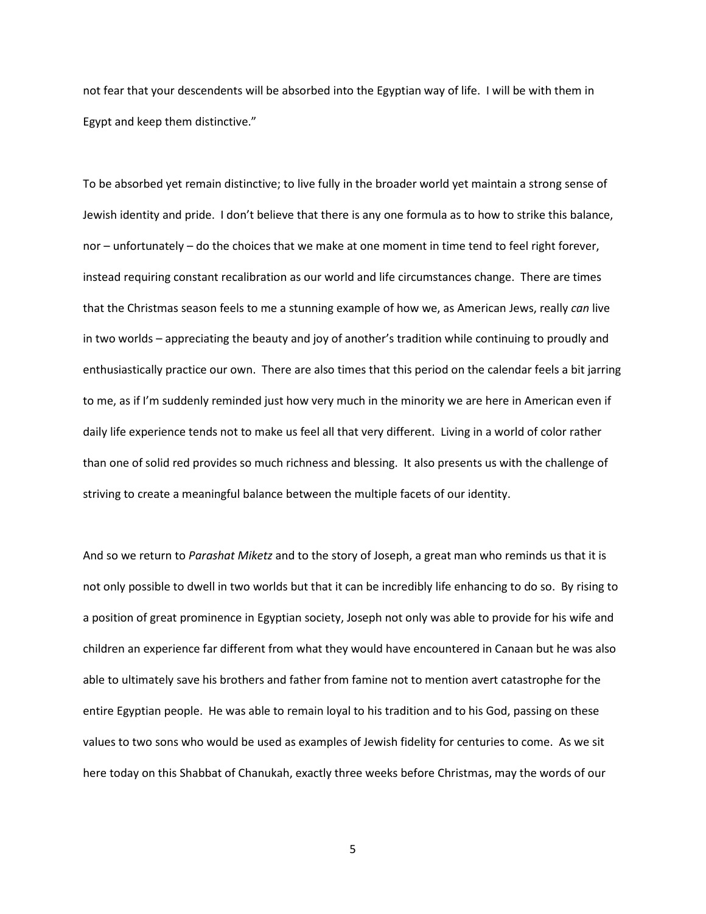not fear that your descendents will be absorbed into the Egyptian way of life. I will be with them in Egypt and keep them distinctive."

To be absorbed yet remain distinctive; to live fully in the broader world yet maintain a strong sense of Jewish identity and pride. I don't believe that there is any one formula as to how to strike this balance, nor – unfortunately – do the choices that we make at one moment in time tend to feel right forever, instead requiring constant recalibration as our world and life circumstances change. There are times that the Christmas season feels to me a stunning example of how we, as American Jews, really *can* live in two worlds – appreciating the beauty and joy of another's tradition while continuing to proudly and enthusiastically practice our own. There are also times that this period on the calendar feels a bit jarring to me, as if I'm suddenly reminded just how very much in the minority we are here in American even if daily life experience tends not to make us feel all that very different. Living in a world of color rather than one of solid red provides so much richness and blessing. It also presents us with the challenge of striving to create a meaningful balance between the multiple facets of our identity.

And so we return to *Parashat Miketz* and to the story of Joseph, a great man who reminds us that it is not only possible to dwell in two worlds but that it can be incredibly life enhancing to do so. By rising to a position of great prominence in Egyptian society, Joseph not only was able to provide for his wife and children an experience far different from what they would have encountered in Canaan but he was also able to ultimately save his brothers and father from famine not to mention avert catastrophe for the entire Egyptian people. He was able to remain loyal to his tradition and to his God, passing on these values to two sons who would be used as examples of Jewish fidelity for centuries to come. As we sit here today on this Shabbat of Chanukah, exactly three weeks before Christmas, may the words of our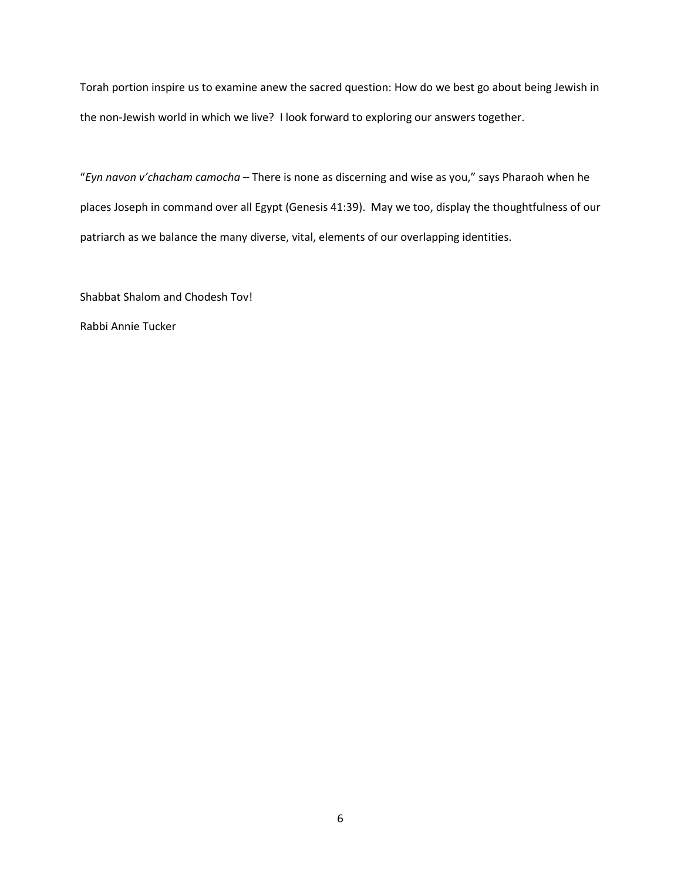Torah portion inspire us to examine anew the sacred question: How do we best go about being Jewish in the non-Jewish world in which we live? I look forward to exploring our answers together.

"*Eyn navon v'chacham camocha* – There is none as discerning and wise as you," says Pharaoh when he places Joseph in command over all Egypt (Genesis 41:39). May we too, display the thoughtfulness of our patriarch as we balance the many diverse, vital, elements of our overlapping identities.

Shabbat Shalom and Chodesh Tov!

Rabbi Annie Tucker